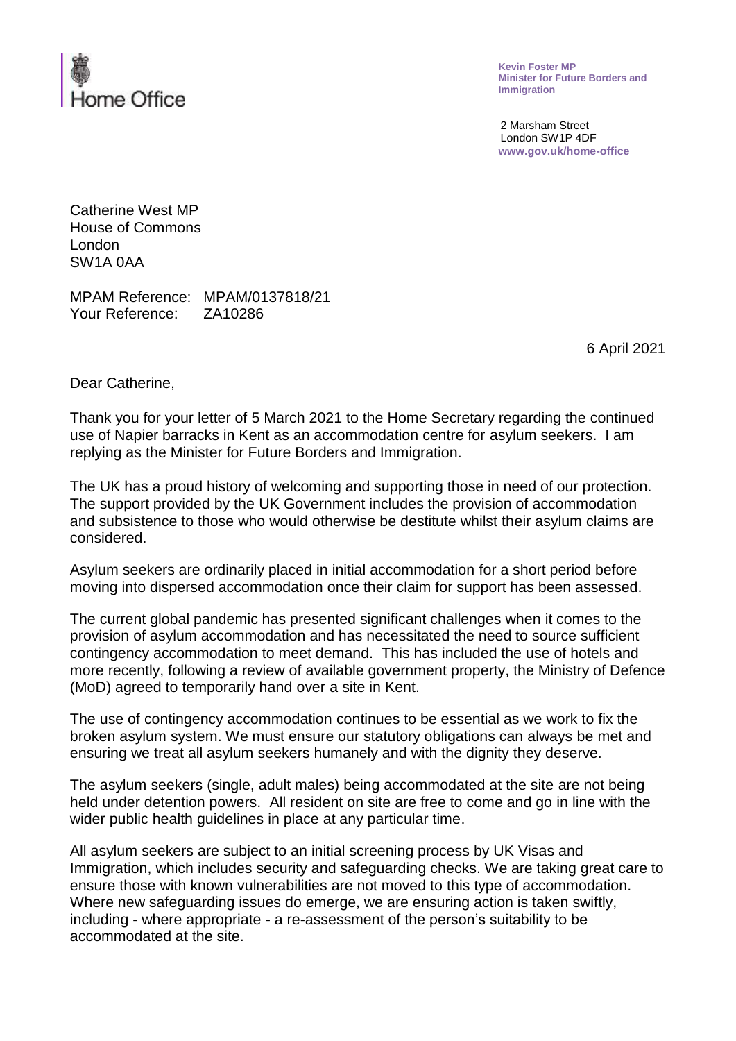Home Office

**Kevin Foster MP**
**Minister for Future Borders and Immigration**

2 Marsham Street
London SW1P 4DF
**www.gov.uk/home-office**

Catherine West MP
House of Commons
London
SW1A 0AA

MPAM Reference: MPAM/0137818/21
Your Reference: ZA10286

6 April 2021

Dear Catherine,

Thank you for your letter of 5 March 2021 to the Home Secretary regarding the continued use of Napier barracks in Kent as an accommodation centre for asylum seekers. I am replying as the Minister for Future Borders and Immigration.

The UK has a proud history of welcoming and supporting those in need of our protection. The support provided by the UK Government includes the provision of accommodation and subsistence to those who would otherwise be destitute whilst their asylum claims are considered.

Asylum seekers are ordinarily placed in initial accommodation for a short period before moving into dispersed accommodation once their claim for support has been assessed.

The current global pandemic has presented significant challenges when it comes to the provision of asylum accommodation and has necessitated the need to source sufficient contingency accommodation to meet demand. This has included the use of hotels and more recently, following a review of available government property, the Ministry of Defence (MoD) agreed to temporarily hand over a site in Kent.

The use of contingency accommodation continues to be essential as we work to fix the broken asylum system. We must ensure our statutory obligations can always be met and ensuring we treat all asylum seekers humanely and with the dignity they deserve.

The asylum seekers (single, adult males) being accommodated at the site are not being held under detention powers. All resident on site are free to come and go in line with the wider public health guidelines in place at any particular time.

All asylum seekers are subject to an initial screening process by UK Visas and Immigration, which includes security and safeguarding checks. We are taking great care to ensure those with known vulnerabilities are not moved to this type of accommodation. Where new safeguarding issues do emerge, we are ensuring action is taken swiftly, including - where appropriate - a re-assessment of the person's suitability to be accommodated at the site.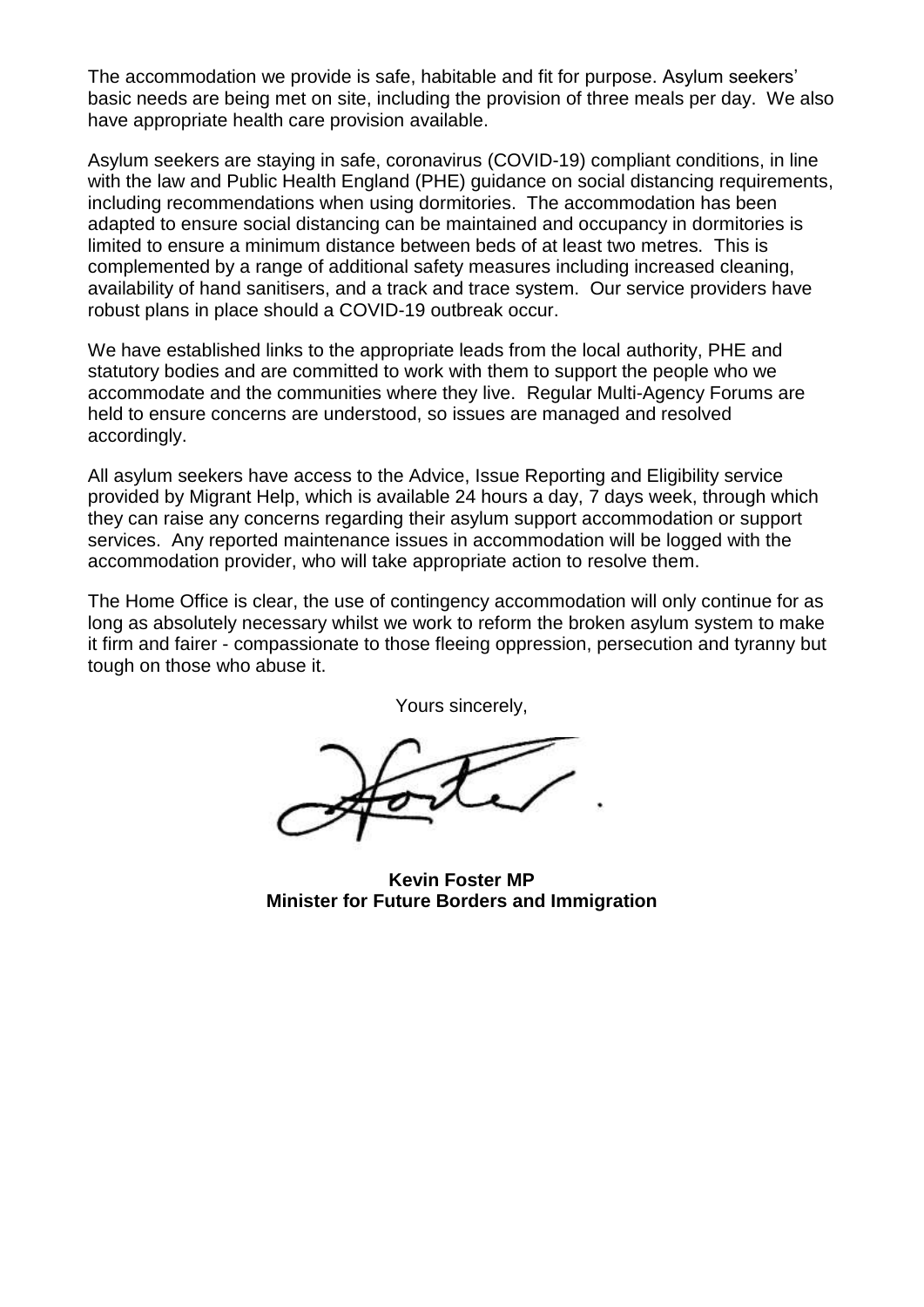The accommodation we provide is safe, habitable and fit for purpose. Asylum seekers' basic needs are being met on site, including the provision of three meals per day. We also have appropriate health care provision available.

Asylum seekers are staying in safe, coronavirus (COVID-19) compliant conditions, in line with the law and Public Health England (PHE) guidance on social distancing requirements, including recommendations when using dormitories. The accommodation has been adapted to ensure social distancing can be maintained and occupancy in dormitories is limited to ensure a minimum distance between beds of at least two metres. This is complemented by a range of additional safety measures including increased cleaning, availability of hand sanitisers, and a track and trace system. Our service providers have robust plans in place should a COVID-19 outbreak occur.

We have established links to the appropriate leads from the local authority, PHE and statutory bodies and are committed to work with them to support the people who we accommodate and the communities where they live. Regular Multi-Agency Forums are held to ensure concerns are understood, so issues are managed and resolved accordingly.

All asylum seekers have access to the Advice, Issue Reporting and Eligibility service provided by Migrant Help, which is available 24 hours a day, 7 days week, through which they can raise any concerns regarding their asylum support accommodation or support services. Any reported maintenance issues in accommodation will be logged with the accommodation provider, who will take appropriate action to resolve them.

The Home Office is clear, the use of contingency accommodation will only continue for as long as absolutely necessary whilst we work to reform the broken asylum system to make it firm and fairer - compassionate to those fleeing oppression, persecution and tyranny but tough on those who abuse it.

Yours sincerely,

**Kevin Foster MP**
**Minister for Future Borders and Immigration**